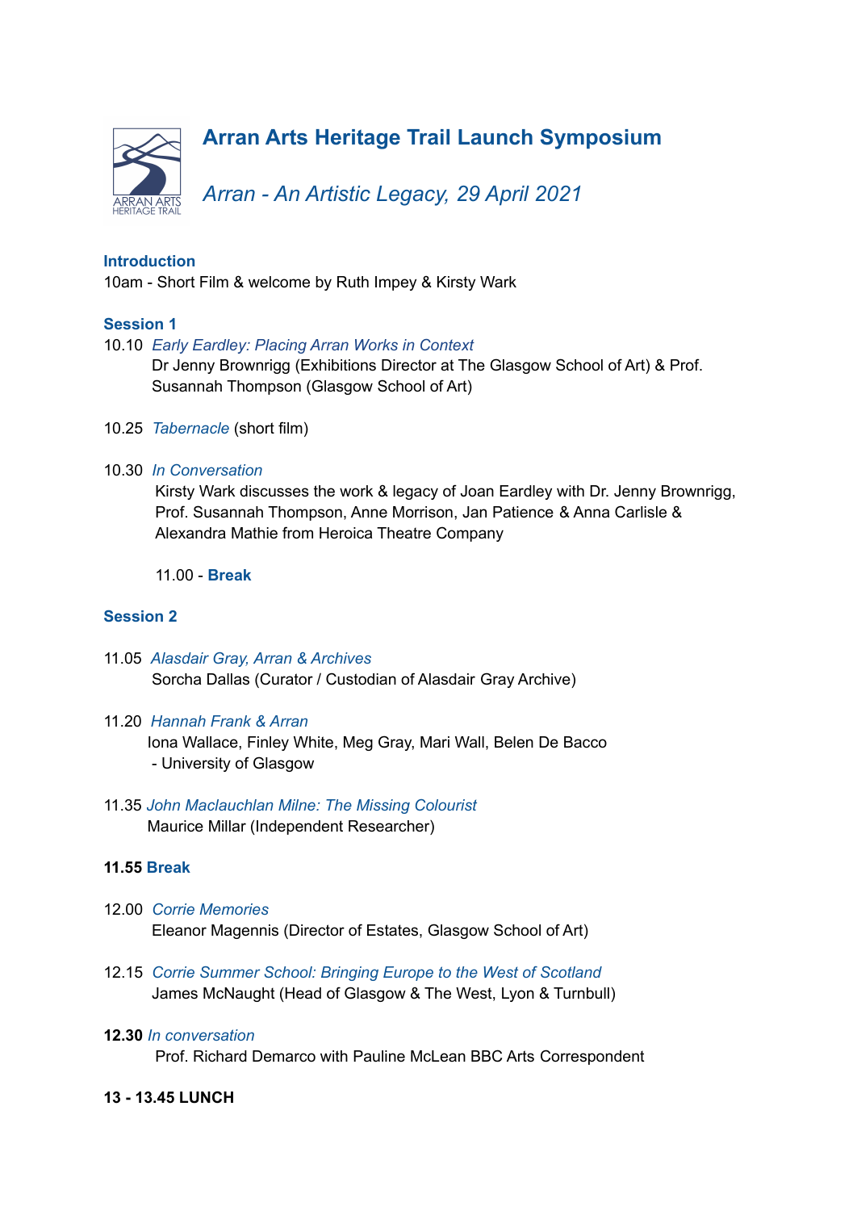# Arran Arts Heritage Trail Launch Symposium

## *Arran - An Artistic Legacy, 29 April 2021*

ARRAN ARTS HERITAGE TRAIL

### Introduction

10am - Short Film & welcome by Ruth Impey & Kirsty Wark

### Session 1

10.10 *Early Eardley: Placing Arran Works in Context*
Dr Jenny Brownrigg (Exhibitions Director at The Glasgow School of Art) & Prof. Susannah Thompson (Glasgow School of Art)

10.25 *Tabernacle* (short film)

10.30 *In Conversation*
Kirsty Wark discusses the work & legacy of Joan Eardley with Dr. Jenny Brownrigg, Prof. Susannah Thompson, Anne Morrison, Jan Patience & Anna Carlisle & Alexandra Mathie from Heroica Theatre Company

11.00 - **Break**

### Session 2

11.05 *Alasdair Gray, Arran & Archives*
Sorcha Dallas (Curator / Custodian of Alasdair Gray Archive)

11.20 *Hannah Frank & Arran*
Iona Wallace, Finley White, Meg Gray, Mari Wall, Belen De Bacco - University of Glasgow

11.35 *John Maclauchlan Milne: The Missing Colourist*
Maurice Millar (Independent Researcher)

**11.55 Break**

12.00 *Corrie Memories*
Eleanor Magennis (Director of Estates, Glasgow School of Art)

12.15 *Corrie Summer School: Bringing Europe to the West of Scotland*
James McNaught (Head of Glasgow & The West, Lyon & Turnbull)

**12.30** *In conversation*
Prof. Richard Demarco with Pauline McLean BBC Arts Correspondent

**13 - 13.45 LUNCH**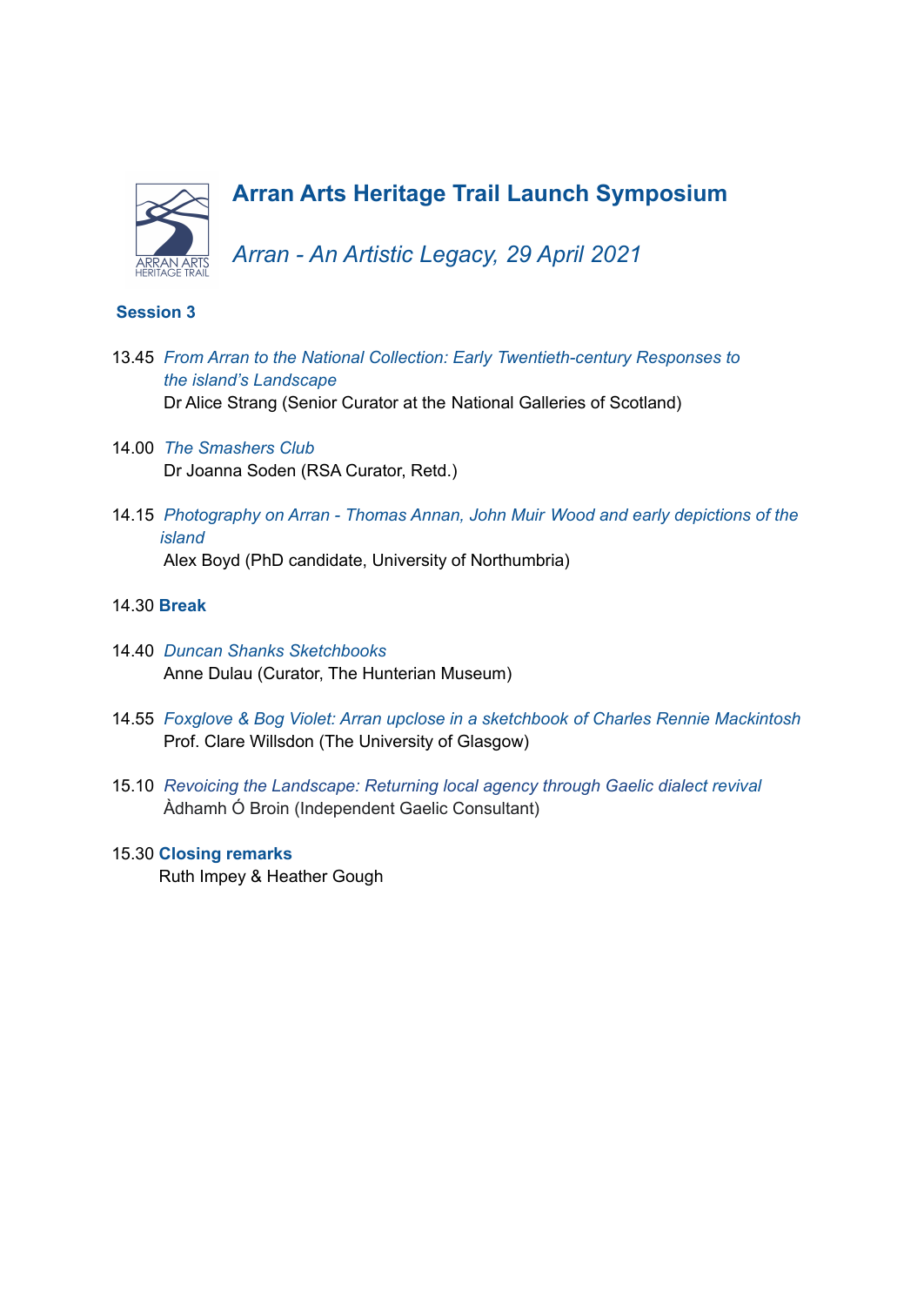# Arran Arts Heritage Trail Launch Symposium

## *Arran - An Artistic Legacy, 29 April 2021*

### Session 3

13.45 *From Arran to the National Collection: Early Twentieth-century Responses to the island's Landscape*
Dr Alice Strang (Senior Curator at the National Galleries of Scotland)

14.00 *The Smashers Club*
Dr Joanna Soden (RSA Curator, Retd.)

14.15 *Photography on Arran - Thomas Annan, John Muir Wood and early depictions of the island*
Alex Boyd (PhD candidate, University of Northumbria)

14.30 **Break**

14.40 *Duncan Shanks Sketchbooks*
Anne Dulau (Curator, The Hunterian Museum)

14.55 *Foxglove & Bog Violet: Arran upclose in a sketchbook of Charles Rennie Mackintosh*
Prof. Clare Willsdon (The University of Glasgow)

15.10 *Revoicing the Landscape: Returning local agency through Gaelic dialect revival*
Àdhamh Ó Broin (Independent Gaelic Consultant)

15.30 **Closing remarks**
Ruth Impey & Heather Gough